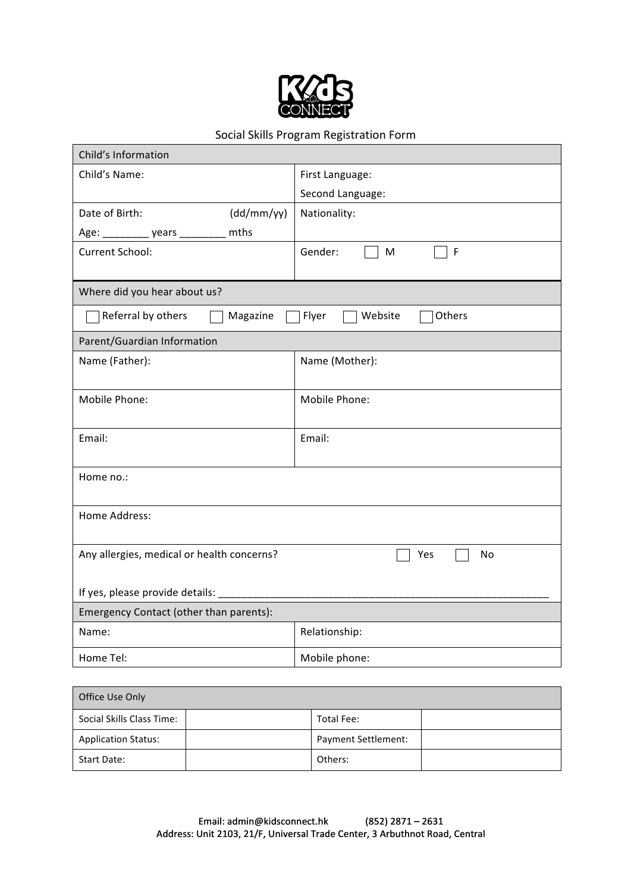Kids CONNECT

# Social Skills Program Registration Form

| Child's Information | |
|---|---|
| Child's Name: | First Language:<br>Second Language: |
| Date of Birth: (dd/mm/yy)<br>Age: ________ years ________ mths | Nationality: |
| Current School: | Gender: ☐ M ☐ F |

| Where did you hear about us? |
|---|
| ☐ Referral by others ☐ Magazine ☐ Flyer ☐ Website ☐ Others |

| Parent/Guardian Information | |
|---|---|
| Name (Father): | Name (Mother): |
| Mobile Phone: | Mobile Phone: |
| Email: | Email: |
| Home no.: | |
| Home Address: | |
| Any allergies, medical or health concerns? ☐ Yes ☐ No<br><br>If yes, please provide details: ____________________________________________________________ | |
| **Emergency Contact (other than parents):** | |
| Name: | Relationship: |
| Home Tel: | Mobile phone: |

| Office Use Only | | | |
|---|---|---|---|
| Social Skills Class Time: | | Total Fee: | |
| Application Status: | | Payment Settlement: | |
| Start Date: | | Others: | |

Email: admin@kidsconnect.hk (852) 2871 – 2631
Address: Unit 2103, 21/F, Universal Trade Center, 3 Arbuthnot Road, Central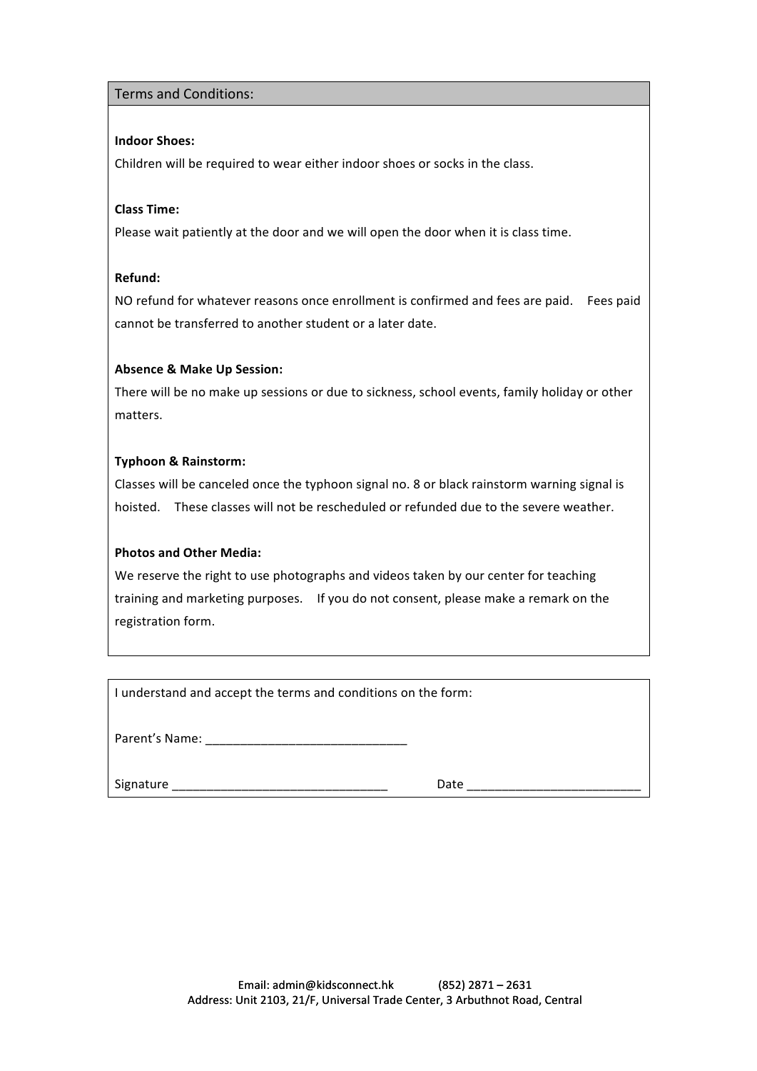## Terms and Conditions:

**Indoor Shoes:**
Children will be required to wear either indoor shoes or socks in the class.

**Class Time:**
Please wait patiently at the door and we will open the door when it is class time.

**Refund:**
NO refund for whatever reasons once enrollment is confirmed and fees are paid. Fees paid cannot be transferred to another student or a later date.

**Absence & Make Up Session:**
There will be no make up sessions or due to sickness, school events, family holiday or other matters.

**Typhoon & Rainstorm:**
Classes will be canceled once the typhoon signal no. 8 or black rainstorm warning signal is hoisted. These classes will not be rescheduled or refunded due to the severe weather.

**Photos and Other Media:**
We reserve the right to use photographs and videos taken by our center for teaching training and marketing purposes. If you do not consent, please make a remark on the registration form.

I understand and accept the terms and conditions on the form:

Parent's Name: ______________________________

Signature ________________________________ Date __________________________

Email: admin@kidsconnect.hk (852) 2871 – 2631
Address: Unit 2103, 21/F, Universal Trade Center, 3 Arbuthnot Road, Central